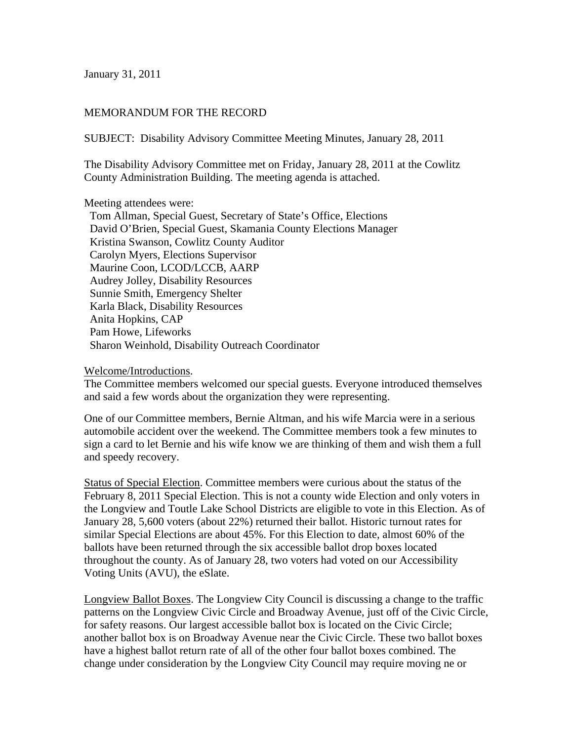January 31, 2011

MEMORANDUM FOR THE RECORD

SUBJECT: Disability Advisory Committee Meeting Minutes, January 28, 2011

The Disability Advisory Committee met on Friday, January 28, 2011 at the Cowlitz County Administration Building. The meeting agenda is attached.

Meeting attendees were:

- Tom Allman, Special Guest, Secretary of State's Office, Elections
- David O'Brien, Special Guest, Skamania County Elections Manager
- Kristina Swanson, Cowlitz County Auditor
- Carolyn Myers, Elections Supervisor
- Maurine Coon, LCOD/LCCB, AARP
- Audrey Jolley, Disability Resources
- Sunnie Smith, Emergency Shelter
- Karla Black, Disability Resources
- Anita Hopkins, CAP
- Pam Howe, Lifeworks
- Sharon Weinhold, Disability Outreach Coordinator

<u>Welcome/Introductions</u>.
The Committee members welcomed our special guests. Everyone introduced themselves and said a few words about the organization they were representing.

One of our Committee members, Bernie Altman, and his wife Marcia were in a serious automobile accident over the weekend. The Committee members took a few minutes to sign a card to let Bernie and his wife know we are thinking of them and wish them a full and speedy recovery.

<u>Status of Special Election</u>. Committee members were curious about the status of the February 8, 2011 Special Election. This is not a county wide Election and only voters in the Longview and Toutle Lake School Districts are eligible to vote in this Election. As of January 28, 5,600 voters (about 22%) returned their ballot. Historic turnout rates for similar Special Elections are about 45%. For this Election to date, almost 60% of the ballots have been returned through the six accessible ballot drop boxes located throughout the county. As of January 28, two voters had voted on our Accessibility Voting Units (AVU), the eSlate.

<u>Longview Ballot Boxes</u>. The Longview City Council is discussing a change to the traffic patterns on the Longview Civic Circle and Broadway Avenue, just off of the Civic Circle, for safety reasons. Our largest accessible ballot box is located on the Civic Circle; another ballot box is on Broadway Avenue near the Civic Circle. These two ballot boxes have a highest ballot return rate of all of the other four ballot boxes combined. The change under consideration by the Longview City Council may require moving ne or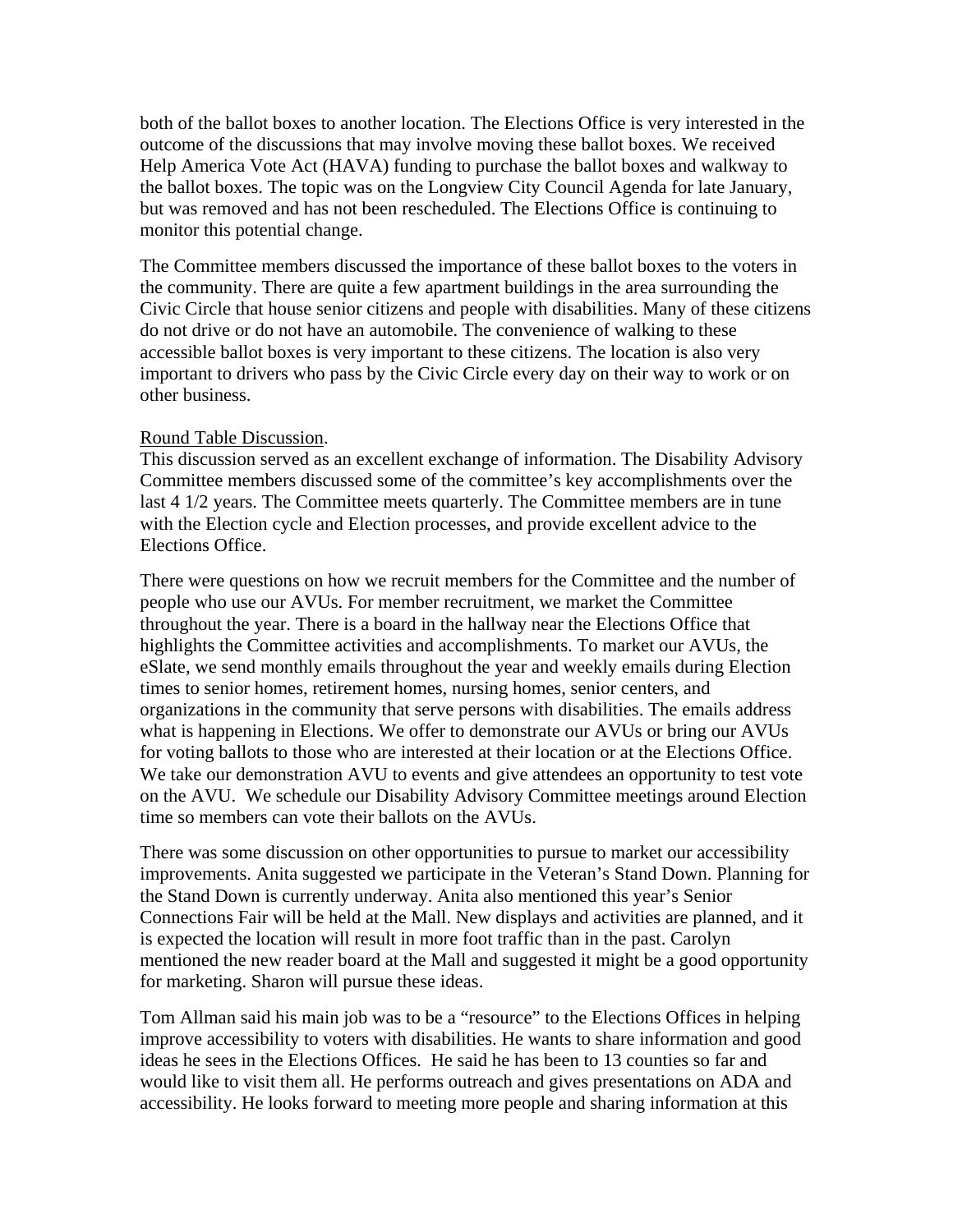both of the ballot boxes to another location. The Elections Office is very interested in the outcome of the discussions that may involve moving these ballot boxes. We received Help America Vote Act (HAVA) funding to purchase the ballot boxes and walkway to the ballot boxes. The topic was on the Longview City Council Agenda for late January, but was removed and has not been rescheduled. The Elections Office is continuing to monitor this potential change.

The Committee members discussed the importance of these ballot boxes to the voters in the community. There are quite a few apartment buildings in the area surrounding the Civic Circle that house senior citizens and people with disabilities. Many of these citizens do not drive or do not have an automobile. The convenience of walking to these accessible ballot boxes is very important to these citizens. The location is also very important to drivers who pass by the Civic Circle every day on their way to work or on other business.

Round Table Discussion.

This discussion served as an excellent exchange of information. The Disability Advisory Committee members discussed some of the committee's key accomplishments over the last 4 1/2 years. The Committee meets quarterly. The Committee members are in tune with the Election cycle and Election processes, and provide excellent advice to the Elections Office.

There were questions on how we recruit members for the Committee and the number of people who use our AVUs. For member recruitment, we market the Committee throughout the year. There is a board in the hallway near the Elections Office that highlights the Committee activities and accomplishments. To market our AVUs, the eSlate, we send monthly emails throughout the year and weekly emails during Election times to senior homes, retirement homes, nursing homes, senior centers, and organizations in the community that serve persons with disabilities. The emails address what is happening in Elections. We offer to demonstrate our AVUs or bring our AVUs for voting ballots to those who are interested at their location or at the Elections Office. We take our demonstration AVU to events and give attendees an opportunity to test vote on the AVU. We schedule our Disability Advisory Committee meetings around Election time so members can vote their ballots on the AVUs.

There was some discussion on other opportunities to pursue to market our accessibility improvements. Anita suggested we participate in the Veteran's Stand Down. Planning for the Stand Down is currently underway. Anita also mentioned this year's Senior Connections Fair will be held at the Mall. New displays and activities are planned, and it is expected the location will result in more foot traffic than in the past. Carolyn mentioned the new reader board at the Mall and suggested it might be a good opportunity for marketing. Sharon will pursue these ideas.

Tom Allman said his main job was to be a "resource" to the Elections Offices in helping improve accessibility to voters with disabilities. He wants to share information and good ideas he sees in the Elections Offices. He said he has been to 13 counties so far and would like to visit them all. He performs outreach and gives presentations on ADA and accessibility. He looks forward to meeting more people and sharing information at this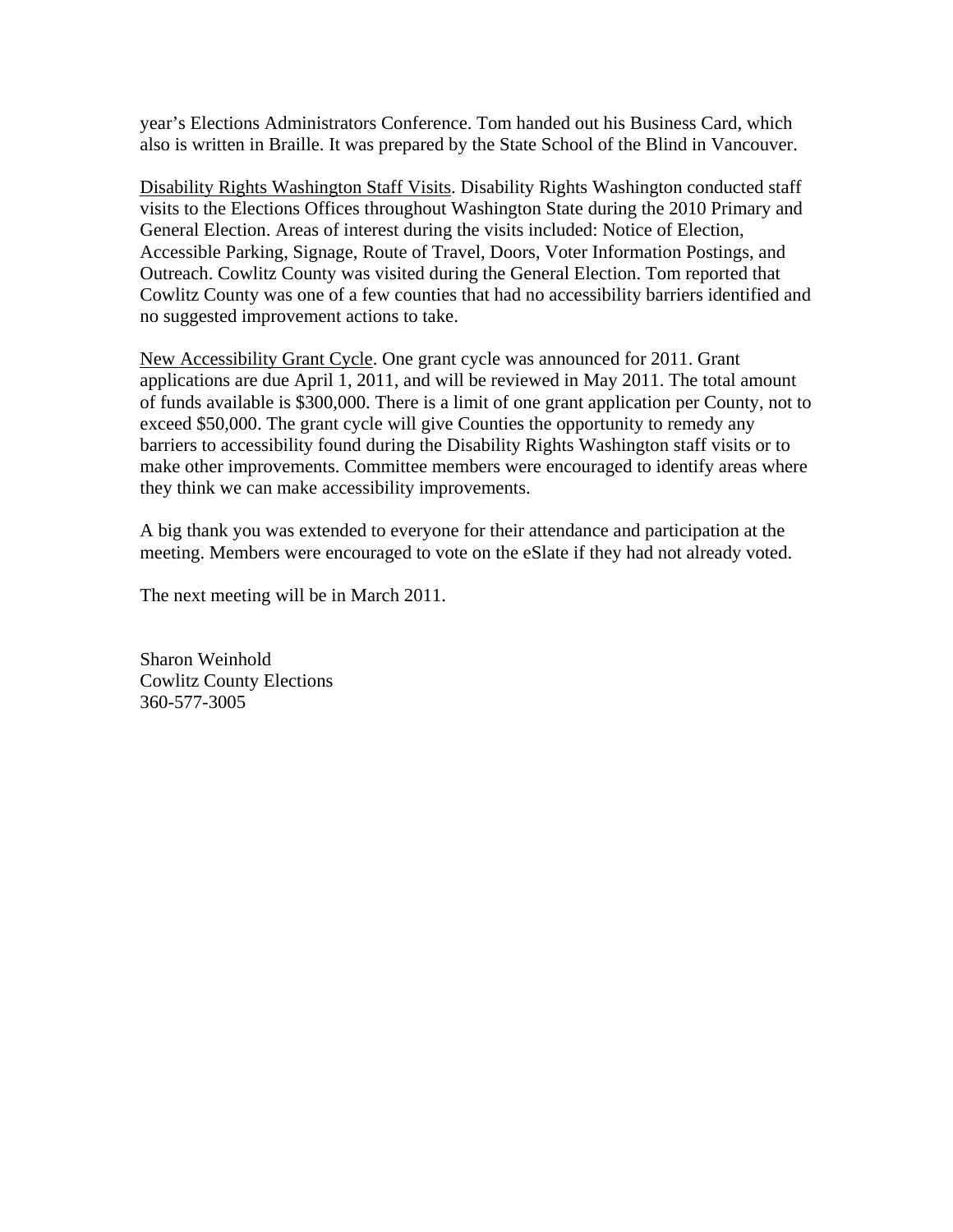year's Elections Administrators Conference. Tom handed out his Business Card, which also is written in Braille. It was prepared by the State School of the Blind in Vancouver.

<u>Disability Rights Washington Staff Visits</u>. Disability Rights Washington conducted staff visits to the Elections Offices throughout Washington State during the 2010 Primary and General Election. Areas of interest during the visits included: Notice of Election, Accessible Parking, Signage, Route of Travel, Doors, Voter Information Postings, and Outreach. Cowlitz County was visited during the General Election. Tom reported that Cowlitz County was one of a few counties that had no accessibility barriers identified and no suggested improvement actions to take.

<u>New Accessibility Grant Cycle</u>. One grant cycle was announced for 2011. Grant applications are due April 1, 2011, and will be reviewed in May 2011. The total amount of funds available is $300,000. There is a limit of one grant application per County, not to exceed $50,000. The grant cycle will give Counties the opportunity to remedy any barriers to accessibility found during the Disability Rights Washington staff visits or to make other improvements. Committee members were encouraged to identify areas where they think we can make accessibility improvements.

A big thank you was extended to everyone for their attendance and participation at the meeting. Members were encouraged to vote on the eSlate if they had not already voted.

The next meeting will be in March 2011.

Sharon Weinhold
Cowlitz County Elections
360-577-3005